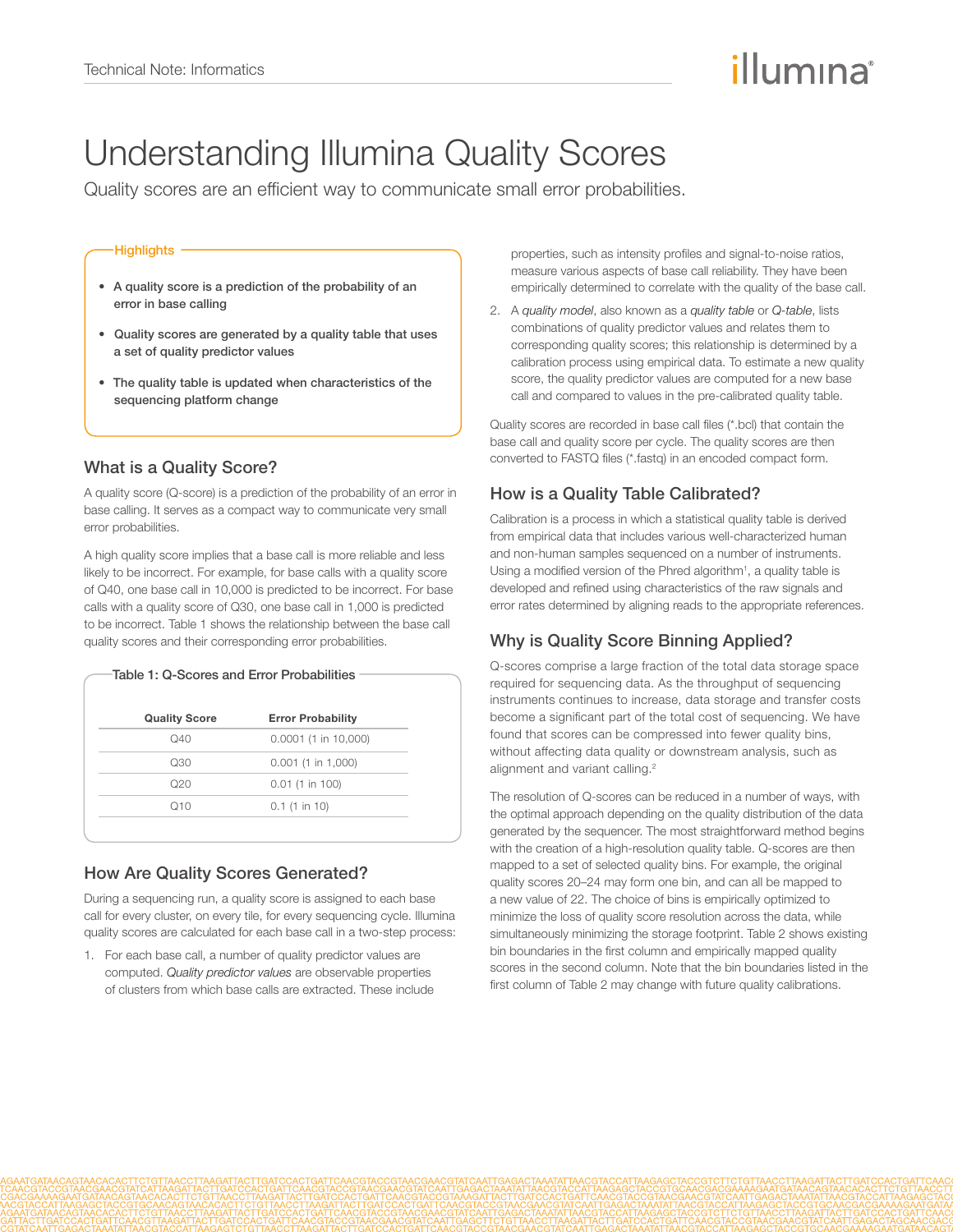# Understanding Illumina Quality Scores

Quality scores are an efficient way to communicate small error probabilities.

## Highlights

- **A quality score is a prediction of the probability of an error in base calling**
- **Quality scores are generated by a quality table that uses a set of quality predictor values**
- **The quality table is updated when characteristics of the sequencing platform change**

## What is a Quality Score?

A quality score (Q-score) is a prediction of the probability of an error in base calling. It serves as a compact way to communicate very small error probabilities.

A high quality score implies that a base call is more reliable and less likely to be incorrect. For example, for base calls with a quality score of Q40, one base call in 10,000 is predicted to be incorrect. For base calls with a quality score of Q30, one base call in 1,000 is predicted to be incorrect. Table 1 shows the relationship between the base call quality scores and their corresponding error probabilities.

Table 1: Q-Scores and Error Probabilities

| Quality Score | Error Probability |
|---|---|
| Q40 | 0.0001 (1 in 10,000) |
| Q30 | 0.001 (1 in 1,000) |
| Q20 | 0.01 (1 in 100) |
| Q10 | 0.1 (1 in 10) |

## How Are Quality Scores Generated?

During a sequencing run, a quality score is assigned to each base call for every cluster, on every tile, for every sequencing cycle. Illumina quality scores are calculated for each base call in a two-step process:

1. For each base call, a number of quality predictor values are computed. *Quality predictor values* are observable properties of clusters from which base calls are extracted. These include properties, such as intensity profiles and signal-to-noise ratios, measure various aspects of base call reliability. They have been empirically determined to correlate with the quality of the base call.
2. A *quality model*, also known as a *quality table* or *Q-table*, lists combinations of quality predictor values and relates them to corresponding quality scores; this relationship is determined by a calibration process using empirical data. To estimate a new quality score, the quality predictor values are computed for a new base call and compared to values in the pre-calibrated quality table.

Quality scores are recorded in base call files (*.bcl) that contain the base call and quality score per cycle. The quality scores are then converted to FASTQ files (*.fastq) in an encoded compact form.

## How is a Quality Table Calibrated?

Calibration is a process in which a statistical quality table is derived from empirical data that includes various well-characterized human and non-human samples sequenced on a number of instruments. Using a modified version of the Phred algorithm[1], a quality table is developed and refined using characteristics of the raw signals and error rates determined by aligning reads to the appropriate references.

## Why is Quality Score Binning Applied?

Q-scores comprise a large fraction of the total data storage space required for sequencing data. As the throughput of sequencing instruments continues to increase, data storage and transfer costs become a significant part of the total cost of sequencing. We have found that scores can be compressed into fewer quality bins, without affecting data quality or downstream analysis, such as alignment and variant calling.[2]

The resolution of Q-scores can be reduced in a number of ways, with the optimal approach depending on the quality distribution of the data generated by the sequencer. The most straightforward method begins with the creation of a high-resolution quality table. Q-scores are then mapped to a set of selected quality bins. For example, the original quality scores 20–24 may form one bin, and can all be mapped to a new value of 22. The choice of bins is empirically optimized to minimize the loss of quality score resolution across the data, while simultaneously minimizing the storage footprint. Table 2 shows existing bin boundaries in the first column and empirically mapped quality scores in the second column. Note that the bin boundaries listed in the first column of Table 2 may change with future quality calibrations.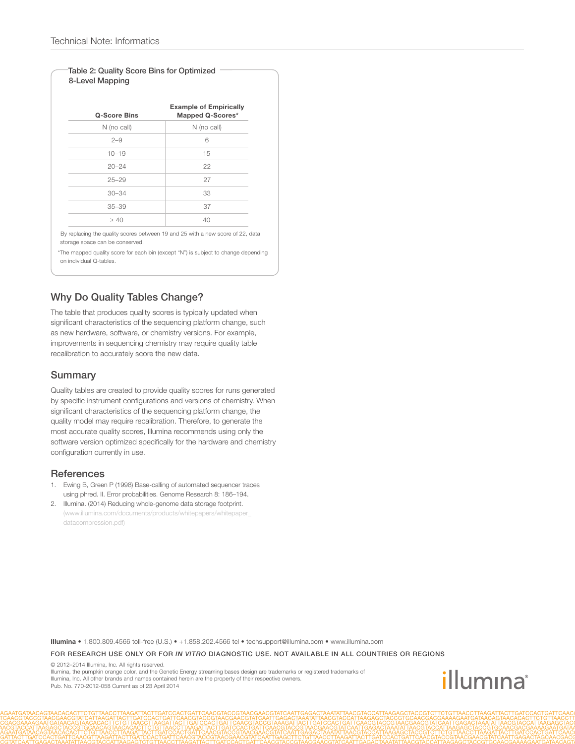Table 2: Quality Score Bins for Optimized 8-Level Mapping

| Q-Score Bins | Example of Empirically Mapped Q-Scores* |
|---|---|
| N (no call) | N (no call) |
| 2–9 | 6 |
| 10–19 | 15 |
| 20–24 | 22 |
| 25–29 | 27 |
| 30–34 | 33 |
| 35–39 | 37 |
| ≥ 40 | 40 |

By replacing the quality scores between 19 and 25 with a new score of 22, data storage space can be conserved.

*The mapped quality score for each bin (except "N") is subject to change depending on individual Q-tables.

## Why Do Quality Tables Change?

The table that produces quality scores is typically updated when significant characteristics of the sequencing platform change, such as new hardware, software, or chemistry versions. For example, improvements in sequencing chemistry may require quality table recalibration to accurately score the new data.

## Summary

Quality tables are created to provide quality scores for runs generated by specific instrument configurations and versions of chemistry. When significant characteristics of the sequencing platform change, the quality model may require recalibration. Therefore, to generate the most accurate quality scores, Illumina recommends using only the software version optimized specifically for the hardware and chemistry configuration currently in use.

## References

1. Ewing B, Green P (1998) Base-calling of automated sequencer traces using phred. II. Error probabilities. Genome Research 8: 186–194.
2. Illumina. (2014) Reducing whole-genome data storage footprint. (www.illumina.com/documents/products/whitepapers/whitepaper_datacompression.pdf)

**Illumina** • 1.800.809.4566 toll-free (U.S.) • +1.858.202.4566 tel • techsupport@illumina.com • www.illumina.com

FOR RESEARCH USE ONLY OR FOR *IN VITRO* DIAGNOSTIC USE. NOT AVAILABLE IN ALL COUNTRIES OR REGIONS

© 2012–2014 Illumina, Inc. All rights reserved.
Illumina, the pumpkin orange color, and the Genetic Energy streaming bases design are trademarks or registered trademarks of Illumina, Inc. All other brands and names contained herein are the property of their respective owners.
Pub. No. 770-2012-058 Current as of 23 April 2014